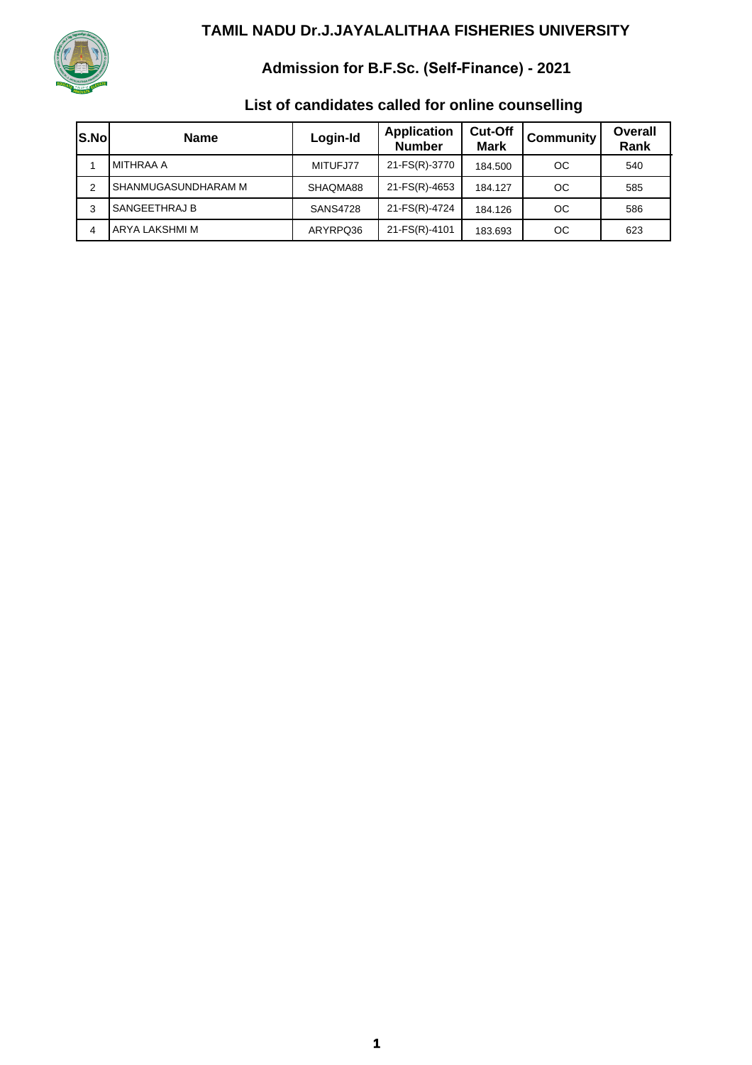# TAMIL NADU Dr.J.JAYALALITHAA FISHERIES UNIVERSITY

## Admission for B.F.Sc. (Self-Finance) - 2021

### List of candidates called for online counselling

| S.No | Name | Login-Id | Application Number | Cut-Off Mark | Community | Overall Rank |
|---|---|---|---|---|---|---|
| 1 | MITHRAA A | MITUFJ77 | 21-FS(R)-3770 | 184.500 | OC | 540 |
| 2 | SHANMUGASUNDHARAM M | SHAQMA88 | 21-FS(R)-4653 | 184.127 | OC | 585 |
| 3 | SANGEETHRAJ B | SANS4728 | 21-FS(R)-4724 | 184.126 | OC | 586 |
| 4 | ARYA LAKSHMI M | ARYRPQ36 | 21-FS(R)-4101 | 183.693 | OC | 623 |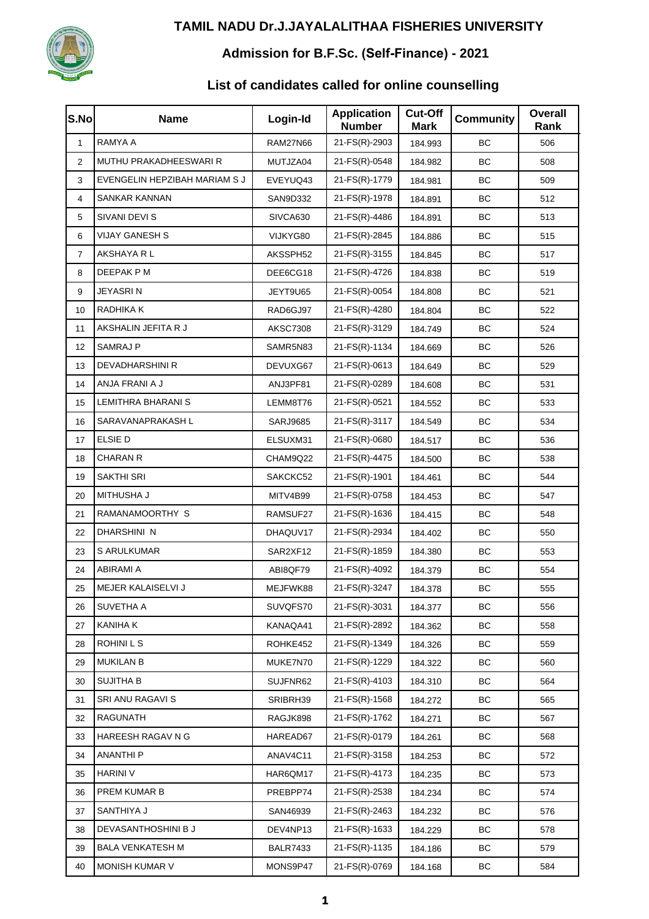# TAMIL NADU Dr.J.JAYALALITHAA FISHERIES UNIVERSITY

## Admission for B.F.Sc. (Self-Finance) - 2021

### List of candidates called for online counselling

| S.No | Name | Login-Id | Application Number | Cut-Off Mark | Community | Overall Rank |
|---|---|---|---|---|---|---|
| 1 | RAMYA A | RAM27N66 | 21-FS(R)-2903 | 184.993 | BC | 506 |
| 2 | MUTHU PRAKADHEESWARI R | MUTJZA04 | 21-FS(R)-0548 | 184.982 | BC | 508 |
| 3 | EVENGELIN HEPZIBAH MARIAM S J | EVEYUQ43 | 21-FS(R)-1779 | 184.981 | BC | 509 |
| 4 | SANKAR KANNAN | SAN9D332 | 21-FS(R)-1978 | 184.891 | BC | 512 |
| 5 | SIVANI DEVI S | SIVCA630 | 21-FS(R)-4486 | 184.891 | BC | 513 |
| 6 | VIJAY GANESH S | VIJKYG80 | 21-FS(R)-2845 | 184.886 | BC | 515 |
| 7 | AKSHAYA R L | AKSSPH52 | 21-FS(R)-3155 | 184.845 | BC | 517 |
| 8 | DEEPAK P M | DEE6CG18 | 21-FS(R)-4726 | 184.838 | BC | 519 |
| 9 | JEYASRI N | JEYT9U65 | 21-FS(R)-0054 | 184.808 | BC | 521 |
| 10 | RADHIKA K | RAD6GJ97 | 21-FS(R)-4280 | 184.804 | BC | 522 |
| 11 | AKSHALIN JEFITA R J | AKSC7308 | 21-FS(R)-3129 | 184.749 | BC | 524 |
| 12 | SAMRAJ P | SAMR5N83 | 21-FS(R)-1134 | 184.669 | BC | 526 |
| 13 | DEVADHARSHINI R | DEVUXG67 | 21-FS(R)-0613 | 184.649 | BC | 529 |
| 14 | ANJA FRANI A J | ANJ3PF81 | 21-FS(R)-0289 | 184.608 | BC | 531 |
| 15 | LEMITHRA BHARANI S | LEMM8T76 | 21-FS(R)-0521 | 184.552 | BC | 533 |
| 16 | SARAVANAPRAKASH L | SARJ9685 | 21-FS(R)-3117 | 184.549 | BC | 534 |
| 17 | ELSIE D | ELSUXM31 | 21-FS(R)-0680 | 184.517 | BC | 536 |
| 18 | CHARAN R | CHAM9Q22 | 21-FS(R)-4475 | 184.500 | BC | 538 |
| 19 | SAKTHI SRI | SAKCKC52 | 21-FS(R)-1901 | 184.461 | BC | 544 |
| 20 | MITHUSHA J | MITV4B99 | 21-FS(R)-0758 | 184.453 | BC | 547 |
| 21 | RAMANAMOORTHY S | RAMSUF27 | 21-FS(R)-1636 | 184.415 | BC | 548 |
| 22 | DHARSHINI N | DHAQUV17 | 21-FS(R)-2934 | 184.402 | BC | 550 |
| 23 | S ARULKUMAR | SAR2XF12 | 21-FS(R)-1859 | 184.380 | BC | 553 |
| 24 | ABIRAMI A | ABI8QF79 | 21-FS(R)-4092 | 184.379 | BC | 554 |
| 25 | MEJER KALAISELVI J | MEJFWK88 | 21-FS(R)-3247 | 184.378 | BC | 555 |
| 26 | SUVETHA A | SUVQFS70 | 21-FS(R)-3031 | 184.377 | BC | 556 |
| 27 | KANIHA K | KANAQA41 | 21-FS(R)-2892 | 184.362 | BC | 558 |
| 28 | ROHINI L S | ROHKE452 | 21-FS(R)-1349 | 184.326 | BC | 559 |
| 29 | MUKILAN B | MUKE7N70 | 21-FS(R)-1229 | 184.322 | BC | 560 |
| 30 | SUJITHA B | SUJFNR62 | 21-FS(R)-4103 | 184.310 | BC | 564 |
| 31 | SRI ANU RAGAVI S | SRIBRH39 | 21-FS(R)-1568 | 184.272 | BC | 565 |
| 32 | RAGUNATH | RAGJK898 | 21-FS(R)-1762 | 184.271 | BC | 567 |
| 33 | HAREESH RAGAV N G | HAREAD67 | 21-FS(R)-0179 | 184.261 | BC | 568 |
| 34 | ANANTHI P | ANAV4C11 | 21-FS(R)-3158 | 184.253 | BC | 572 |
| 35 | HARINI V | HAR6QM17 | 21-FS(R)-4173 | 184.235 | BC | 573 |
| 36 | PREM KUMAR B | PREBPP74 | 21-FS(R)-2538 | 184.234 | BC | 574 |
| 37 | SANTHIYA J | SAN46939 | 21-FS(R)-2463 | 184.232 | BC | 576 |
| 38 | DEVASANTHOSHINI B J | DEV4NP13 | 21-FS(R)-1633 | 184.229 | BC | 578 |
| 39 | BALA VENKATESH M | BALR7433 | 21-FS(R)-1135 | 184.186 | BC | 579 |
| 40 | MONISH KUMAR V | MONS9P47 | 21-FS(R)-0769 | 184.168 | BC | 584 |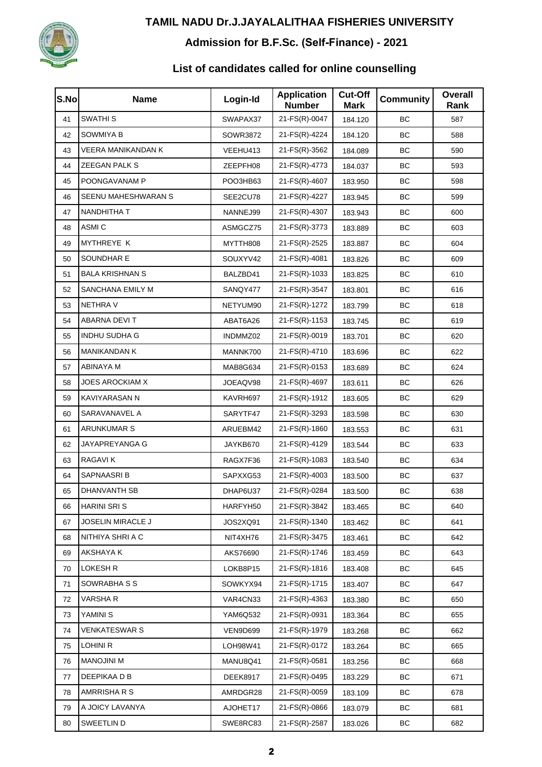# TAMIL NADU Dr.J.JAYALALITHAA FISHERIES UNIVERSITY

## Admission for B.F.Sc. (Self-Finance) - 2021

### List of candidates called for online counselling

| S.No | Name | Login-Id | Application Number | Cut-Off Mark | Community | Overall Rank |
|---|---|---|---|---|---|---|
| 41 | SWATHI S | SWAPAX37 | 21-FS(R)-0047 | 184.120 | BC | 587 |
| 42 | SOWMIYA B | SOWR3872 | 21-FS(R)-4224 | 184.120 | BC | 588 |
| 43 | VEERA MANIKANDAN K | VEEHU413 | 21-FS(R)-3562 | 184.089 | BC | 590 |
| 44 | ZEEGAN PALK S | ZEEPFH08 | 21-FS(R)-4773 | 184.037 | BC | 593 |
| 45 | POONGAVANAM P | POO3HB63 | 21-FS(R)-4607 | 183.950 | BC | 598 |
| 46 | SEENU MAHESHWARAN S | SEE2CU78 | 21-FS(R)-4227 | 183.945 | BC | 599 |
| 47 | NANDHITHA T | NANNEJ99 | 21-FS(R)-4307 | 183.943 | BC | 600 |
| 48 | ASMI C | ASMGCZ75 | 21-FS(R)-3773 | 183.889 | BC | 603 |
| 49 | MYTHREYE K | MYTTH808 | 21-FS(R)-2525 | 183.887 | BC | 604 |
| 50 | SOUNDHAR E | SOUXYV42 | 21-FS(R)-4081 | 183.826 | BC | 609 |
| 51 | BALA KRISHNAN S | BALZBD41 | 21-FS(R)-1033 | 183.825 | BC | 610 |
| 52 | SANCHANA EMILY M | SANQY477 | 21-FS(R)-3547 | 183.801 | BC | 616 |
| 53 | NETHRA V | NETYUM90 | 21-FS(R)-1272 | 183.799 | BC | 618 |
| 54 | ABARNA DEVI T | ABAT6A26 | 21-FS(R)-1153 | 183.745 | BC | 619 |
| 55 | INDHU SUDHA G | INDMMZ02 | 21-FS(R)-0019 | 183.701 | BC | 620 |
| 56 | MANIKANDAN K | MANNK700 | 21-FS(R)-4710 | 183.696 | BC | 622 |
| 57 | ABINAYA M | MAB8G634 | 21-FS(R)-0153 | 183.689 | BC | 624 |
| 58 | JOES AROCKIAM X | JOEAQV98 | 21-FS(R)-4697 | 183.611 | BC | 626 |
| 59 | KAVIYARASAN N | KAVRH697 | 21-FS(R)-1912 | 183.605 | BC | 629 |
| 60 | SARAVANAVEL A | SARYTF47 | 21-FS(R)-3293 | 183.598 | BC | 630 |
| 61 | ARUNKUMAR S | ARUEBM42 | 21-FS(R)-1860 | 183.553 | BC | 631 |
| 62 | JAYAPREYANGA G | JAYKB670 | 21-FS(R)-4129 | 183.544 | BC | 633 |
| 63 | RAGAVI K | RAGX7F36 | 21-FS(R)-1083 | 183.540 | BC | 634 |
| 64 | SAPNAASRI B | SAPXXG53 | 21-FS(R)-4003 | 183.500 | BC | 637 |
| 65 | DHANVANTH SB | DHAP6U37 | 21-FS(R)-0284 | 183.500 | BC | 638 |
| 66 | HARINI SRI S | HARFYH50 | 21-FS(R)-3842 | 183.465 | BC | 640 |
| 67 | JOSELIN MIRACLE J | JOS2XQ91 | 21-FS(R)-1340 | 183.462 | BC | 641 |
| 68 | NITHIYA SHRI A C | NIT4XH76 | 21-FS(R)-3475 | 183.461 | BC | 642 |
| 69 | AKSHAYA K | AKS76690 | 21-FS(R)-1746 | 183.459 | BC | 643 |
| 70 | LOKESH R | LOKB8P15 | 21-FS(R)-1816 | 183.408 | BC | 645 |
| 71 | SOWRABHA S S | SOWKYX94 | 21-FS(R)-1715 | 183.407 | BC | 647 |
| 72 | VARSHA R | VAR4CN33 | 21-FS(R)-4363 | 183.380 | BC | 650 |
| 73 | YAMINI S | YAM6Q532 | 21-FS(R)-0931 | 183.364 | BC | 655 |
| 74 | VENKATESWAR S | VEN9D699 | 21-FS(R)-1979 | 183.268 | BC | 662 |
| 75 | LOHINI R | LOH98W41 | 21-FS(R)-0172 | 183.264 | BC | 665 |
| 76 | MANOJINI M | MANU8Q41 | 21-FS(R)-0581 | 183.256 | BC | 668 |
| 77 | DEEPIKAA D B | DEEK8917 | 21-FS(R)-0495 | 183.229 | BC | 671 |
| 78 | AMRRISHA R S | AMRDGR28 | 21-FS(R)-0059 | 183.109 | BC | 678 |
| 79 | A JOICY LAVANYA | AJOHET17 | 21-FS(R)-0866 | 183.079 | BC | 681 |
| 80 | SWEETLIN D | SWE8RC83 | 21-FS(R)-2587 | 183.026 | BC | 682 |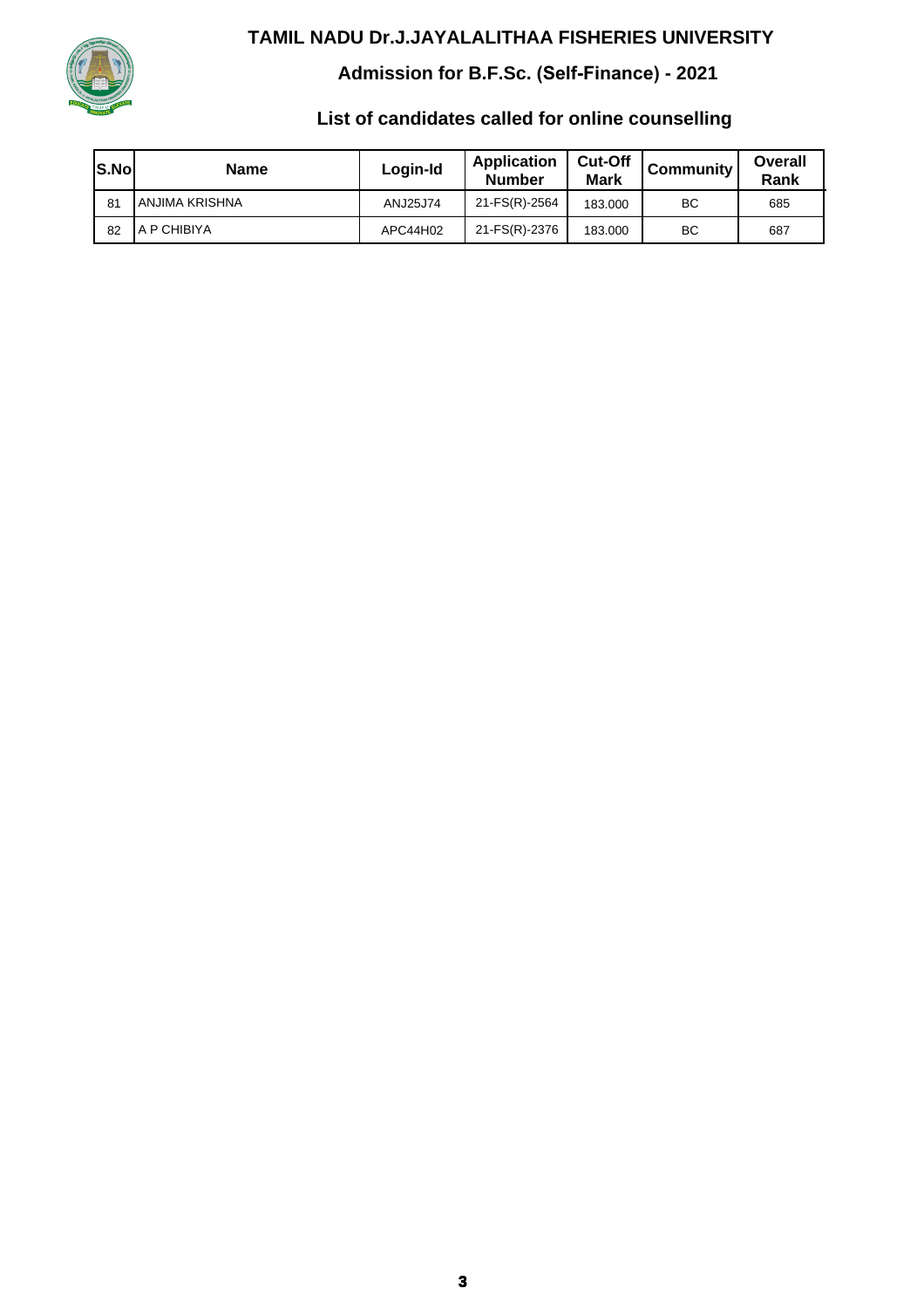# TAMIL NADU Dr.J.JAYALALITHAA FISHERIES UNIVERSITY

## Admission for B.F.Sc. (Self-Finance) - 2021

### List of candidates called for online counselling

| S.No | Name | Login-Id | Application Number | Cut-Off Mark | Community | Overall Rank |
|---|---|---|---|---|---|---|
| 81 | ANJIMA KRISHNA | ANJ25J74 | 21-FS(R)-2564 | 183.000 | BC | 685 |
| 82 | A P CHIBIYA | APC44H02 | 21-FS(R)-2376 | 183.000 | BC | 687 |